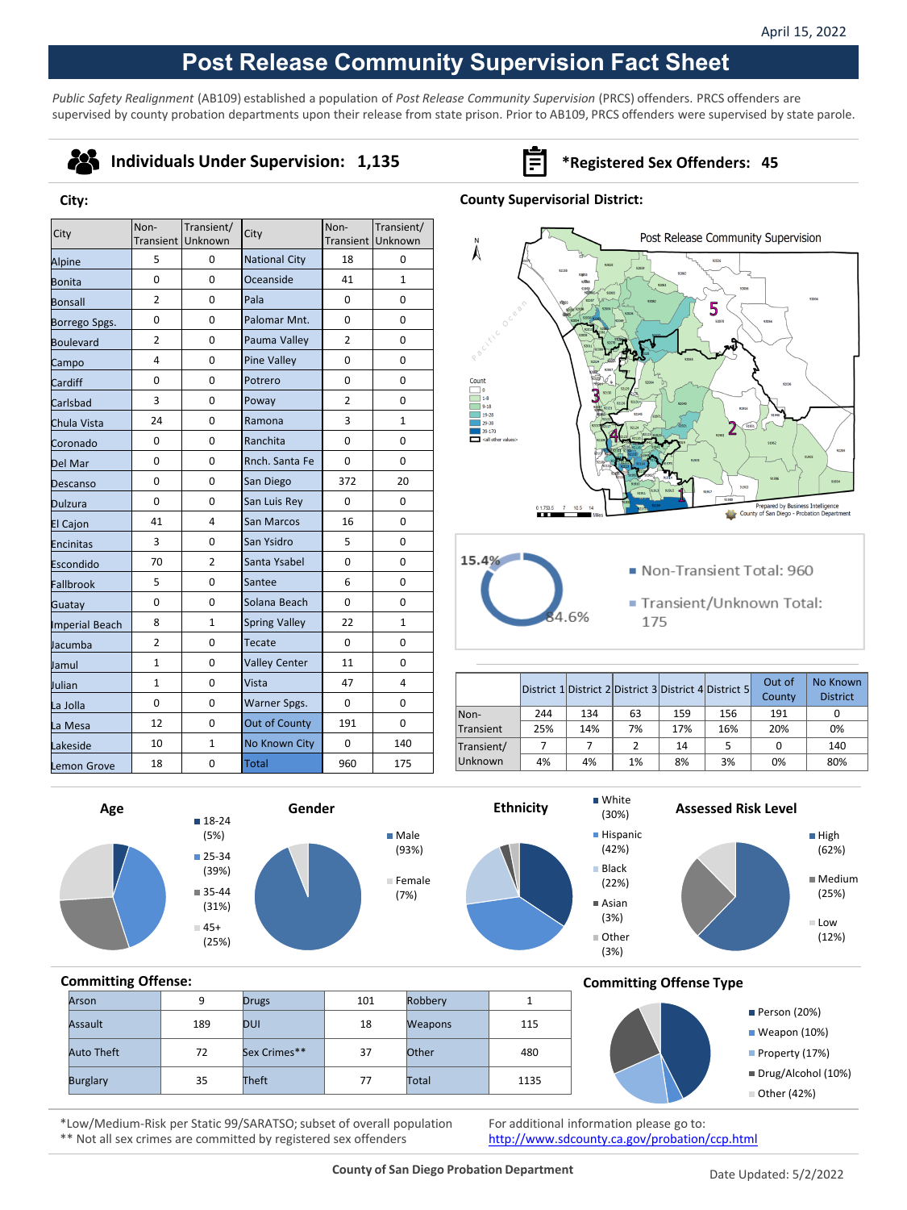April 15, 2022

# Post Release Community Supervision Fact Sheet

*Public Safety Realignment* (AB109) established a population of *Post Release Community Supervision* (PRCS) offenders. PRCS offenders are supervised by county probation departments upon their release from state prison. Prior to AB109, PRCS offenders were supervised by state parole.

**Individuals Under Supervision: 1,135**

**\*Registered Sex Offenders: 45**

## City:

| City | Non-Transient | Transient/ Unknown | City | Non-Transient | Transient/ Unknown |
|---|---|---|---|---|---|
| Alpine | 5 | 0 | National City | 18 | 0 |
| Bonita | 0 | 0 | Oceanside | 41 | 1 |
| Bonsall | 2 | 0 | Pala | 0 | 0 |
| Borrego Spgs. | 0 | 0 | Palomar Mnt. | 0 | 0 |
| Boulevard | 2 | 0 | Pauma Valley | 2 | 0 |
| Campo | 4 | 0 | Pine Valley | 0 | 0 |
| Cardiff | 0 | 0 | Potrero | 0 | 0 |
| Carlsbad | 3 | 0 | Poway | 2 | 0 |
| Chula Vista | 24 | 0 | Ramona | 3 | 1 |
| Coronado | 0 | 0 | Ranchita | 0 | 0 |
| Del Mar | 0 | 0 | Rnch. Santa Fe | 0 | 0 |
| Descanso | 0 | 0 | San Diego | 372 | 20 |
| Dulzura | 0 | 0 | San Luis Rey | 0 | 0 |
| El Cajon | 41 | 4 | San Marcos | 16 | 0 |
| Encinitas | 3 | 0 | San Ysidro | 5 | 0 |
| Escondido | 70 | 2 | Santa Ysabel | 0 | 0 |
| Fallbrook | 5 | 0 | Santee | 6 | 0 |
| Guatay | 0 | 0 | Solana Beach | 0 | 0 |
| Imperial Beach | 8 | 1 | Spring Valley | 22 | 1 |
| Jacumba | 2 | 0 | Tecate | 0 | 0 |
| Jamul | 1 | 0 | Valley Center | 11 | 0 |
| Julian | 1 | 0 | Vista | 47 | 4 |
| La Jolla | 0 | 0 | Warner Spgs. | 0 | 0 |
| La Mesa | 12 | 0 | Out of County | 191 | 0 |
| Lakeside | 10 | 1 | No Known City | 0 | 140 |
| Lemon Grove | 18 | 0 | Total | 960 | 175 |

## County Supervisorial District:

Post Release Community Supervision

Non-Transient Total: 960 (84.6%)

Transient/Unknown Total: 175 (15.4%)

| | District 1 | District 2 | District 3 | District 4 | District 5 | Out of County | No Known District |
|---|---|---|---|---|---|---|---|
| Non-Transient | 244 | 134 | 63 | 159 | 156 | 191 | 0 |
| | 25% | 14% | 7% | 17% | 16% | 20% | 0% |
| Transient/ Unknown | 7 | 7 | 2 | 14 | 5 | 0 | 140 |
| | 4% | 4% | 1% | 8% | 3% | 0% | 80% |

**Age**
- 18-24 (5%)
- 25-34 (39%)
- 35-44 (31%)
- 45+ (25%)

**Gender**
- Male (93%)
- Female (7%)

**Ethnicity**
- White (30%)
- Hispanic (42%)
- Black (22%)
- Asian (3%)
- Other (3%)

**Assessed Risk Level**
- High (62%)
- Medium (25%)
- Low (12%)

## Committing Offense:

| Offense | Count | Offense | Count | Offense | Count |
|---|---|---|---|---|---|
| Arson | 9 | Drugs | 101 | Robbery | 1 |
| Assault | 189 | DUI | 18 | Weapons | 115 |
| Auto Theft | 72 | Sex Crimes** | 37 | Other | 480 |
| Burglary | 35 | Theft | 77 | Total | 1135 |

## Committing Offense Type

- Person (20%)
- Weapon (10%)
- Property (17%)
- Drug/Alcohol (10%)
- Other (42%)

*Low/Medium-Risk per Static 99/SARATSO; subset of overall population
** Not all sex crimes are committed by registered sex offenders

For additional information please go to:
http://www.sdcounty.ca.gov/probation/ccp.html

County of San Diego Probation Department

Date Updated: 5/2/2022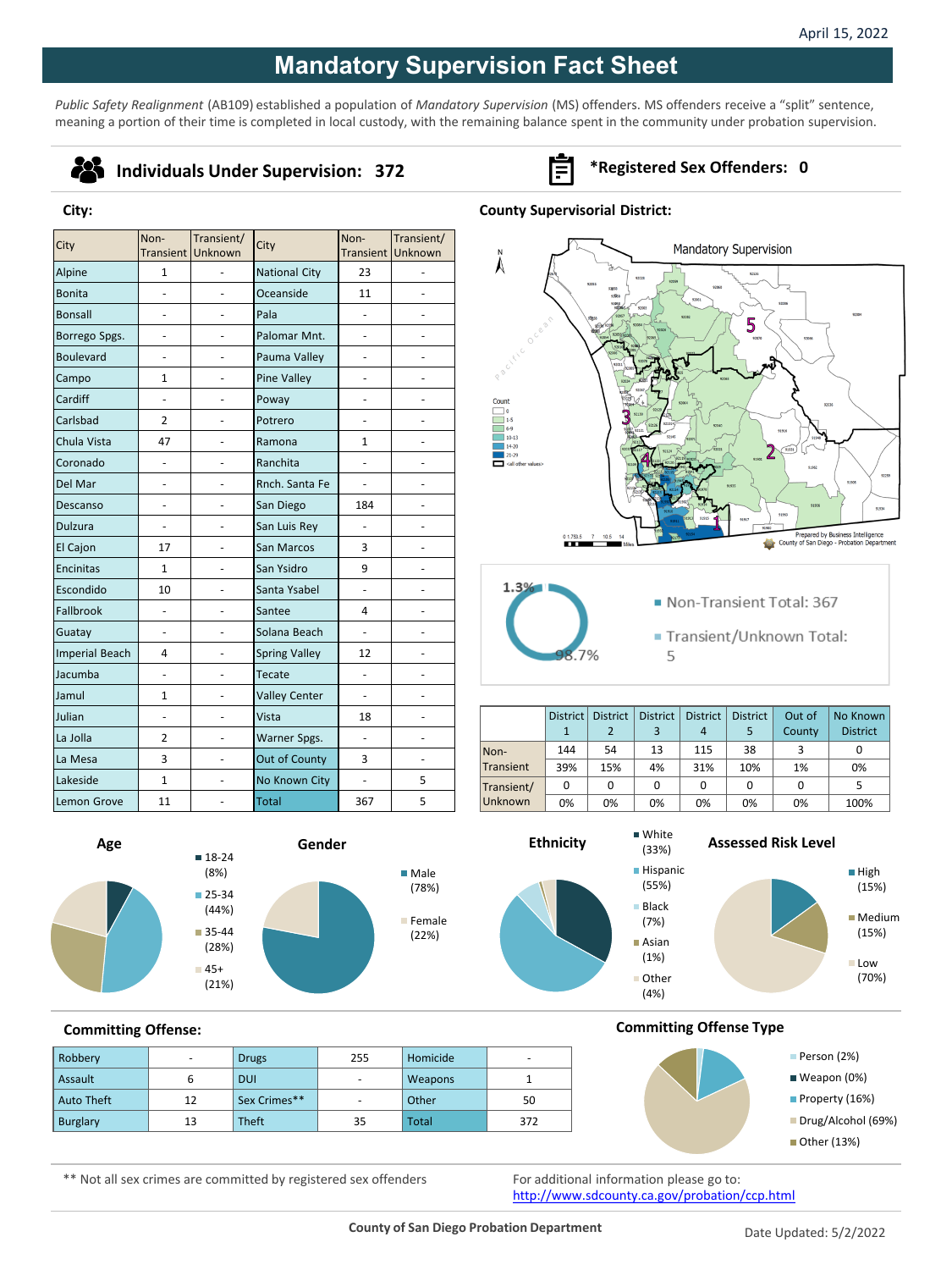April 15, 2022

# Mandatory Supervision Fact Sheet

*Public Safety Realignment* (AB109) established a population of *Mandatory Supervision* (MS) offenders. MS offenders receive a "split" sentence, meaning a portion of their time is completed in local custody, with the remaining balance spent in the community under probation supervision.

**Individuals Under Supervision: 372**

***Registered Sex Offenders: 0**

### City:

| City | Non-Transient | Transient/ Unknown | City | Non-Transient | Transient/ Unknown |
|---|---|---|---|---|---|
| Alpine | 1 | - | National City | 23 | - |
| Bonita | - | - | Oceanside | 11 | - |
| Bonsall | - | - | Pala | - | - |
| Borrego Spgs. | - | - | Palomar Mnt. | - | - |
| Boulevard | - | - | Pauma Valley | - | - |
| Campo | 1 | - | Pine Valley | - | - |
| Cardiff | - | - | Poway | - | - |
| Carlsbad | 2 | - | Potrero | - | - |
| Chula Vista | 47 | - | Ramona | 1 | - |
| Coronado | - | - | Ranchita | - | - |
| Del Mar | - | - | Rnch. Santa Fe | - | - |
| Descanso | - | - | San Diego | 184 | - |
| Dulzura | - | - | San Luis Rey | - | - |
| El Cajon | 17 | - | San Marcos | 3 | - |
| Encinitas | 1 | - | San Ysidro | 9 | - |
| Escondido | 10 | - | Santa Ysabel | - | - |
| Fallbrook | - | - | Santee | 4 | - |
| Guatay | - | - | Solana Beach | - | - |
| Imperial Beach | 4 | - | Spring Valley | 12 | - |
| Jacumba | - | - | Tecate | - | - |
| Jamul | 1 | - | Valley Center | - | - |
| Julian | - | - | Vista | 18 | - |
| La Jolla | 2 | - | Warner Spgs. | - | - |
| La Mesa | 3 | - | Out of County | 3 | - |
| Lakeside | 1 | - | No Known City | - | 5 |
| Lemon Grove | 11 | - | Total | 367 | 5 |

### County Supervisorial District:

Mandatory Supervision

Count: 0, 1-5, 6-9, 10-13, 14-20, 21-29, <all other values>

Prepared by Business Intelligence County of San Diego - Probation Department

1.3%
98.7%
Non-Transient Total: 367
Transient/Unknown Total: 5

| | | District 1 | District 2 | District 3 | District 4 | District 5 | Out of County | No Known District |
|---|---|---|---|---|---|---|---|---|
| Non-Transient | | 144 | 54 | 13 | 115 | 38 | 3 | 0 |
| | | 39% | 15% | 4% | 31% | 10% | 1% | 0% |
| Transient/ Unknown | | 0 | 0 | 0 | 0 | 0 | 0 | 5 |
| | | 0% | 0% | 0% | 0% | 0% | 0% | 100% |

**Age**

18-24 (8%)
25-34 (44%)
35-44 (28%)
45+ (21%)

**Gender**

Male (78%)
Female (22%)

**Ethnicity**

White (33%)
Hispanic (55%)
Black (7%)
Asian (1%)
Other (4%)

**Assessed Risk Level**

High (15%)
Medium (15%)
Low (70%)

### Committing Offense:

| | | | | | |
|---|---|---|---|---|---|
| Robbery | - | Drugs | 255 | Homicide | - |
| Assault | 6 | DUI | - | Weapons | 1 |
| Auto Theft | 12 | Sex Crimes** | - | Other | 50 |
| Burglary | 13 | Theft | 35 | Total | 372 |

### Committing Offense Type

Person (2%)
Weapon (0%)
Property (16%)
Drug/Alcohol (69%)
Other (13%)

** Not all sex crimes are committed by registered sex offenders

For additional information please go to: http://www.sdcounty.ca.gov/probation/ccp.html

County of San Diego Probation Department

Date Updated: 5/2/2022